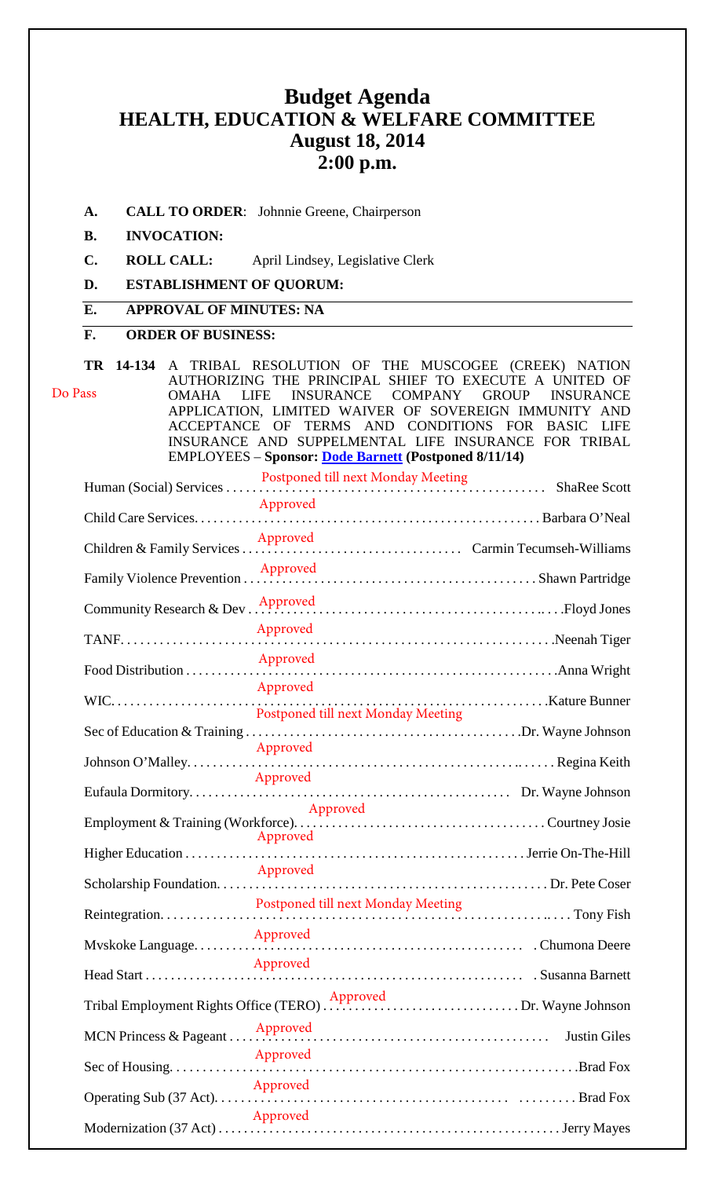# Budget Agenda
## HEALTH, EDUCATION & WELFARE COMMITTEE
### August 18, 2014
### 2:00 p.m.

**A. CALL TO ORDER**: Johnnie Greene, Chairperson

**B. INVOCATION:**

**C. ROLL CALL:** April Lindsey, Legislative Clerk

**D. ESTABLISHMENT OF QUORUM:**

**E. APPROVAL OF MINUTES: NA**

**F. ORDER OF BUSINESS:**

Do Pass

**TR 14-134** A TRIBAL RESOLUTION OF THE MUSCOGEE (CREEK) NATION AUTHORIZING THE PRINCIPAL SHIEF TO EXECUTE A UNITED OF OMAHA LIFE INSURANCE COMPANY GROUP INSURANCE APPLICATION, LIMITED WAIVER OF SOVEREIGN IMMUNITY AND ACCEPTANCE OF TERMS AND CONDITIONS FOR BASIC LIFE INSURANCE AND SUPPELMENTAL LIFE INSURANCE FOR TRIBAL EMPLOYEES – **Sponsor: Dode Barnett (Postponed 8/11/14)**

| Program | Action | Presenter |
|---|---|---|
| Human (Social) Services | Postponed till next Monday Meeting | ShaRee Scott |
| Child Care Services | Approved | Barbara O'Neal |
| Children & Family Services | Approved | Carmin Tecumseh-Williams |
| Family Violence Prevention | Approved | Shawn Partridge |
| Community Research & Dev | Approved | Floyd Jones |
| TANF | Approved | Neenah Tiger |
| Food Distribution | Approved | Anna Wright |
| WIC | Approved | Kature Bunner |
| Sec of Education & Training | Postponed till next Monday Meeting | Dr. Wayne Johnson |
| Johnson O'Malley | Approved | Regina Keith |
| Eufaula Dormitory | Approved | Dr. Wayne Johnson |
| Employment & Training (Workforce) | Approved | Courtney Josie |
| Higher Education | Approved | Jerrie On-The-Hill |
| Scholarship Foundation | Approved | Dr. Pete Coser |
| Reintegration | Postponed till next Monday Meeting | Tony Fish |
| Mvskoke Language | Approved | Chumona Deere |
| Head Start | Approved | Susanna Barnett |
| Tribal Employment Rights Office (TERO) | Approved | Dr. Wayne Johnson |
| MCN Princess & Pageant | Approved | Justin Giles |
| Sec of Housing | Approved | Brad Fox |
| Operating Sub (37 Act) | Approved | Brad Fox |
| Modernization (37 Act) | Approved | Jerry Mayes |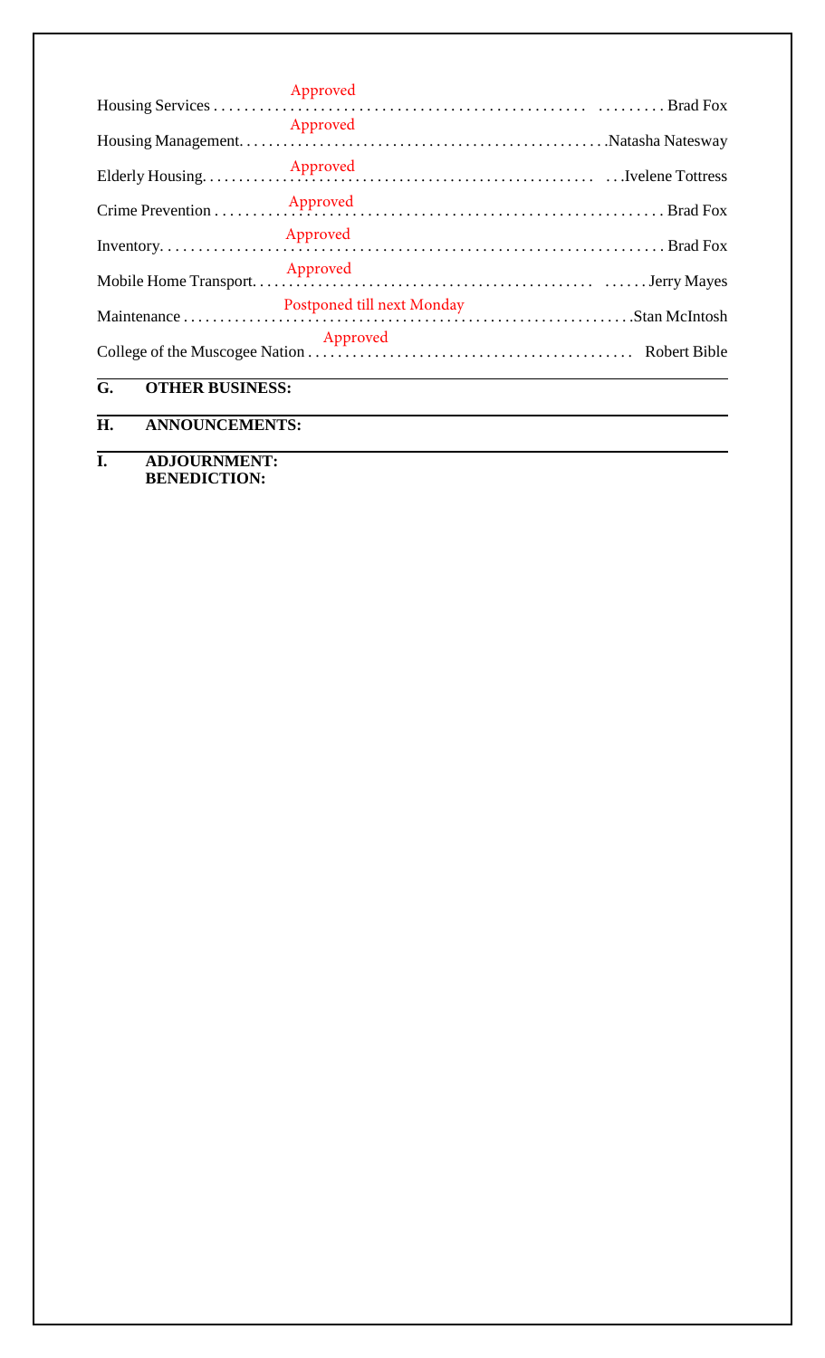Housing Services . . . . . . . . . . . . . . . . . . . . . . . . . . . . . . . . . . . . . . . . . . . . . . . . . . . . . . . . . . Brad Fox
Approved

Housing Management. . . . . . . . . . . . . . . . . . . . . . . . . . . . . . . . . . . . . . . . . . . . . . . . .Natasha Natesway
Approved

Elderly Housing. . . . . . . . . . . . . . . . . . . . . . . . . . . . . . . . . . . . . . . . . . . . . . . . . . . . . . .Ivelene Tottress
Approved

Crime Prevention . . . . . . . . . . . . . . . . . . . . . . . . . . . . . . . . . . . . . . . . . . . . . . . . . . . . . . . . . . . Brad Fox
Approved

Inventory. . . . . . . . . . . . . . . . . . . . . . . . . . . . . . . . . . . . . . . . . . . . . . . . . . . . . . . . . . . . . . . . . Brad Fox
Approved

Mobile Home Transport. . . . . . . . . . . . . . . . . . . . . . . . . . . . . . . . . . . . . . . . . . . . . . . . . . . . . .Jerry Mayes
Approved

Maintenance . . . . . . . . . . . . . . . . . . . . . . . . . . . . . . . . . . . . . . . . . . . . . . . . . . . . . . . . . . . . .Stan McIntosh
Postponed till next Monday

College of the Muscogee Nation . . . . . . . . . . . . . . . . . . . . . . . . . . . . . . . . . . . . . . . . . . . . Robert Bible
Approved

**G. OTHER BUSINESS:**

**H. ANNOUNCEMENTS:**

**I. ADJOURNMENT:**
**BENEDICTION:**